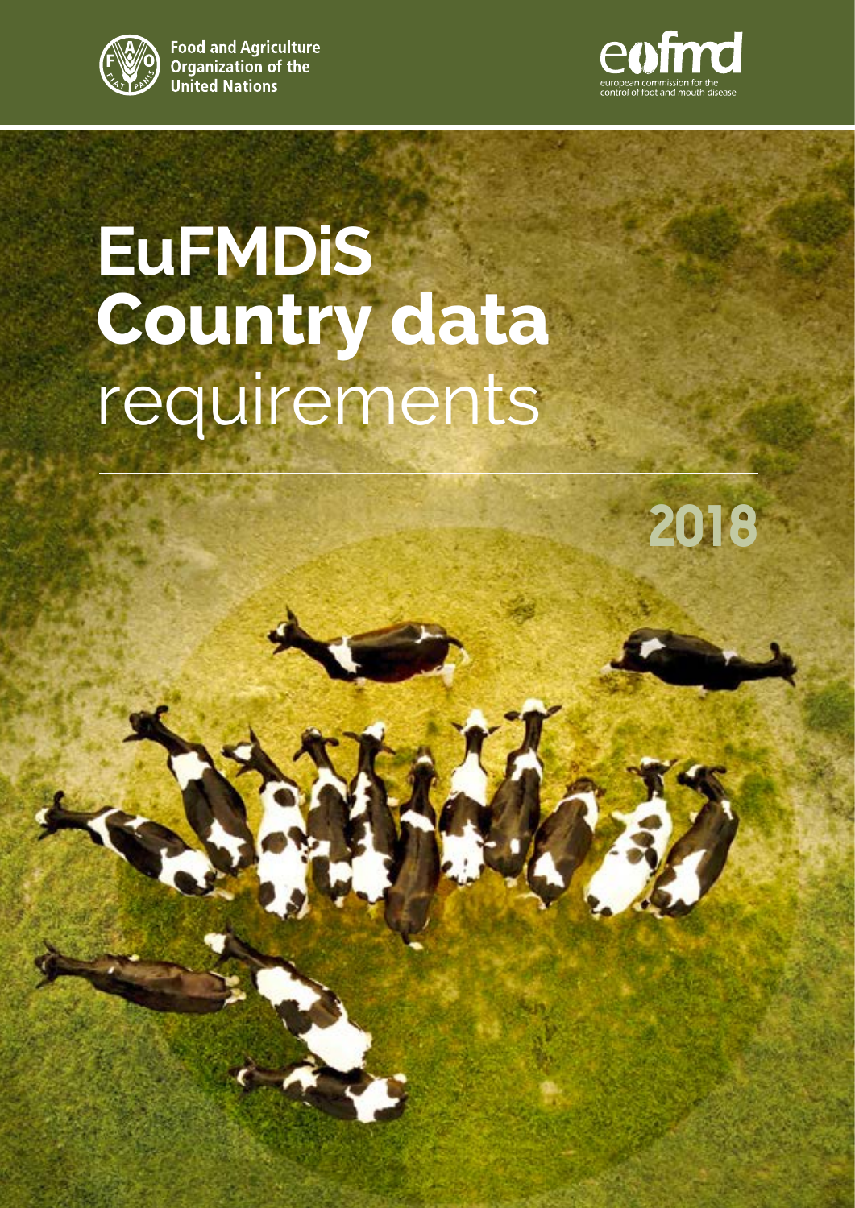Food and Agriculture Organization of the United Nations

eufmd
european commission for the control of foot-and-mouth disease

# EuFMDiS Country data requirements

2018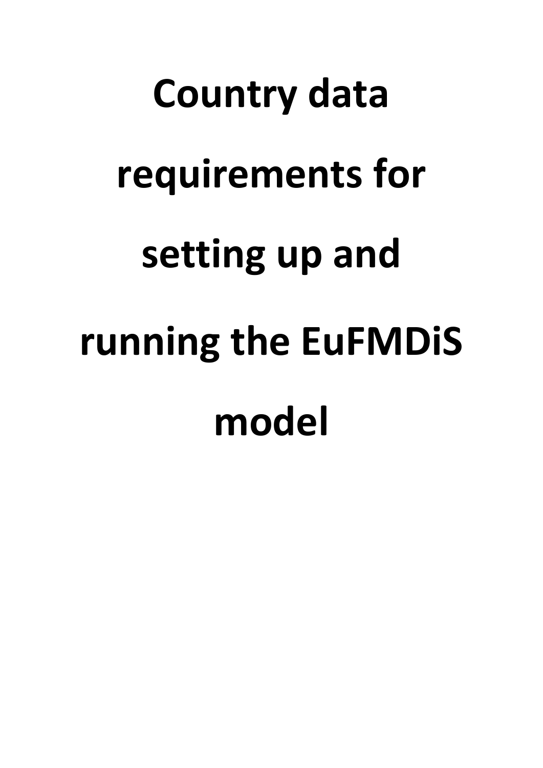# Country data requirements for setting up and running the EuFMDiS model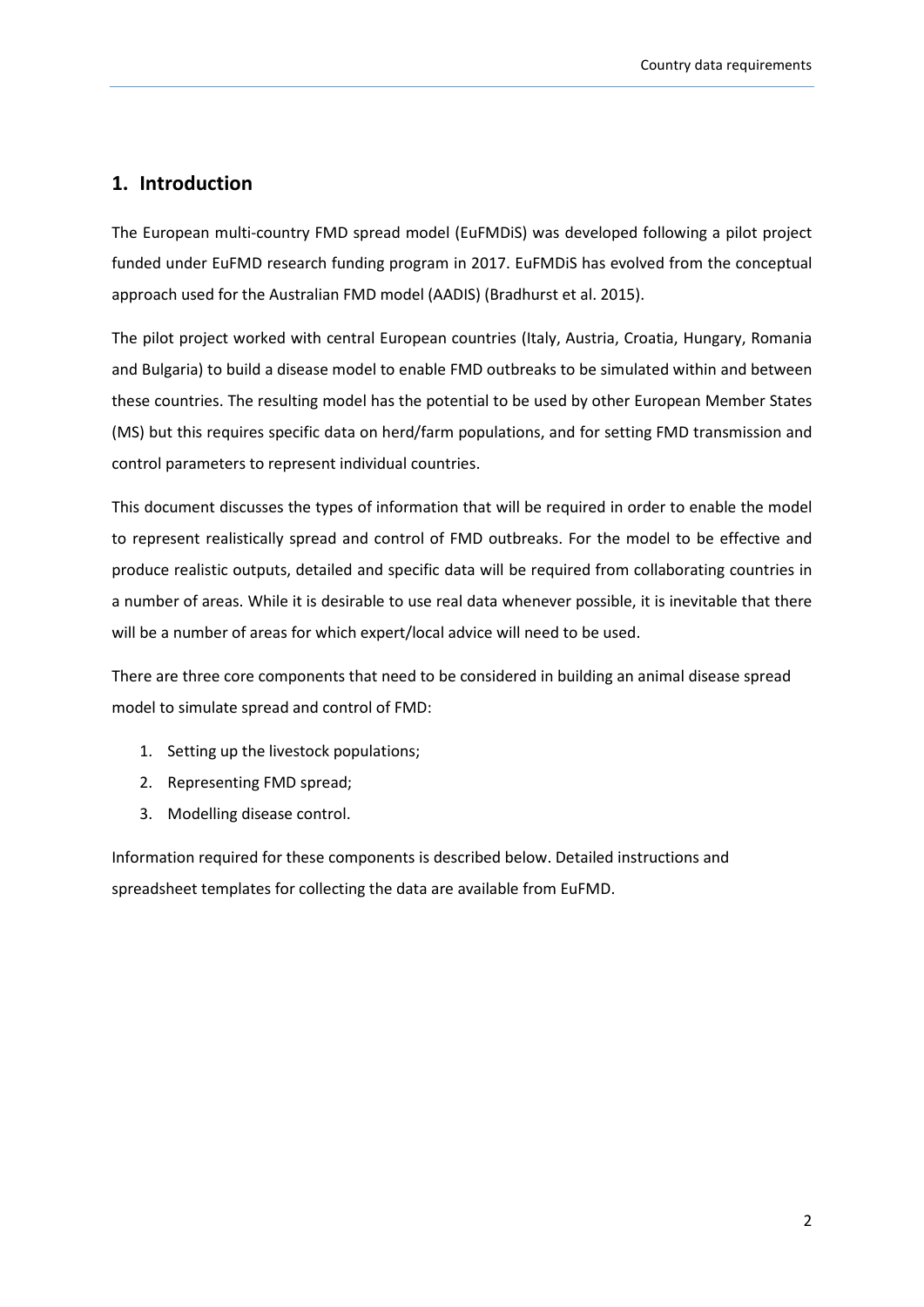## 1. Introduction

The European multi-country FMD spread model (EuFMDiS) was developed following a pilot project funded under EuFMD research funding program in 2017. EuFMDiS has evolved from the conceptual approach used for the Australian FMD model (AADIS) (Bradhurst et al. 2015).

The pilot project worked with central European countries (Italy, Austria, Croatia, Hungary, Romania and Bulgaria) to build a disease model to enable FMD outbreaks to be simulated within and between these countries. The resulting model has the potential to be used by other European Member States (MS) but this requires specific data on herd/farm populations, and for setting FMD transmission and control parameters to represent individual countries.

This document discusses the types of information that will be required in order to enable the model to represent realistically spread and control of FMD outbreaks. For the model to be effective and produce realistic outputs, detailed and specific data will be required from collaborating countries in a number of areas. While it is desirable to use real data whenever possible, it is inevitable that there will be a number of areas for which expert/local advice will need to be used.

There are three core components that need to be considered in building an animal disease spread model to simulate spread and control of FMD:

1. Setting up the livestock populations;
2. Representing FMD spread;
3. Modelling disease control.

Information required for these components is described below. Detailed instructions and spreadsheet templates for collecting the data are available from EuFMD.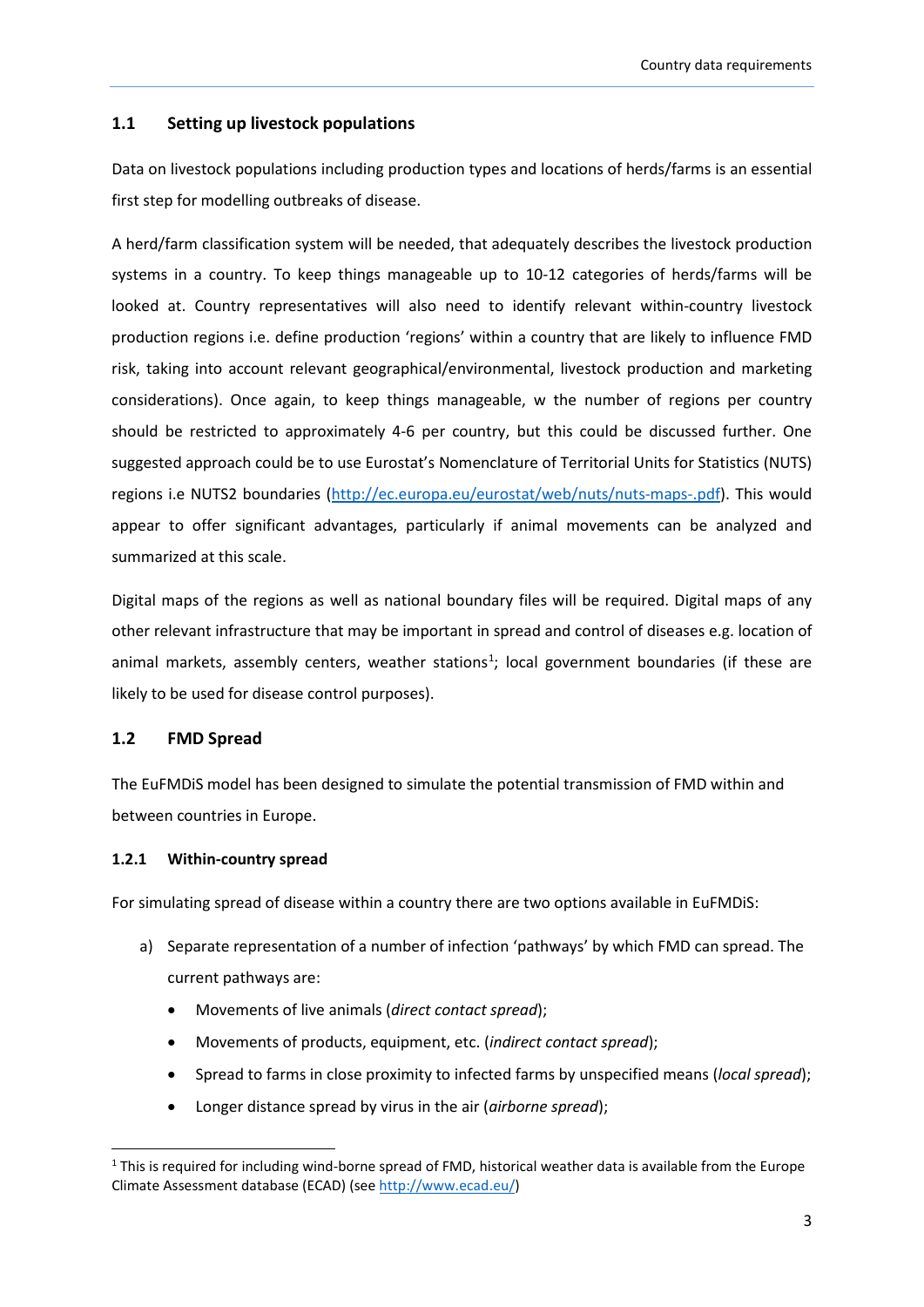## 1.1 Setting up livestock populations

Data on livestock populations including production types and locations of herds/farms is an essential first step for modelling outbreaks of disease.

A herd/farm classification system will be needed, that adequately describes the livestock production systems in a country. To keep things manageable up to 10-12 categories of herds/farms will be looked at. Country representatives will also need to identify relevant within-country livestock production regions i.e. define production 'regions' within a country that are likely to influence FMD risk, taking into account relevant geographical/environmental, livestock production and marketing considerations). Once again, to keep things manageable, w the number of regions per country should be restricted to approximately 4-6 per country, but this could be discussed further. One suggested approach could be to use Eurostat's Nomenclature of Territorial Units for Statistics (NUTS) regions i.e NUTS2 boundaries (http://ec.europa.eu/eurostat/web/nuts/nuts-maps-.pdf). This would appear to offer significant advantages, particularly if animal movements can be analyzed and summarized at this scale.

Digital maps of the regions as well as national boundary files will be required. Digital maps of any other relevant infrastructure that may be important in spread and control of diseases e.g. location of animal markets, assembly centers, weather stations[1]; local government boundaries (if these are likely to be used for disease control purposes).

## 1.2 FMD Spread

The EuFMDiS model has been designed to simulate the potential transmission of FMD within and between countries in Europe.

### 1.2.1 Within-country spread

For simulating spread of disease within a country there are two options available in EuFMDiS:

a) Separate representation of a number of infection 'pathways' by which FMD can spread. The current pathways are:
   - Movements of live animals (*direct contact spread*);
   - Movements of products, equipment, etc. (*indirect contact spread*);
   - Spread to farms in close proximity to infected farms by unspecified means (*local spread*);
   - Longer distance spread by virus in the air (*airborne spread*);

[1] This is required for including wind-borne spread of FMD, historical weather data is available from the Europe Climate Assessment database (ECAD) (see http://www.ecad.eu/)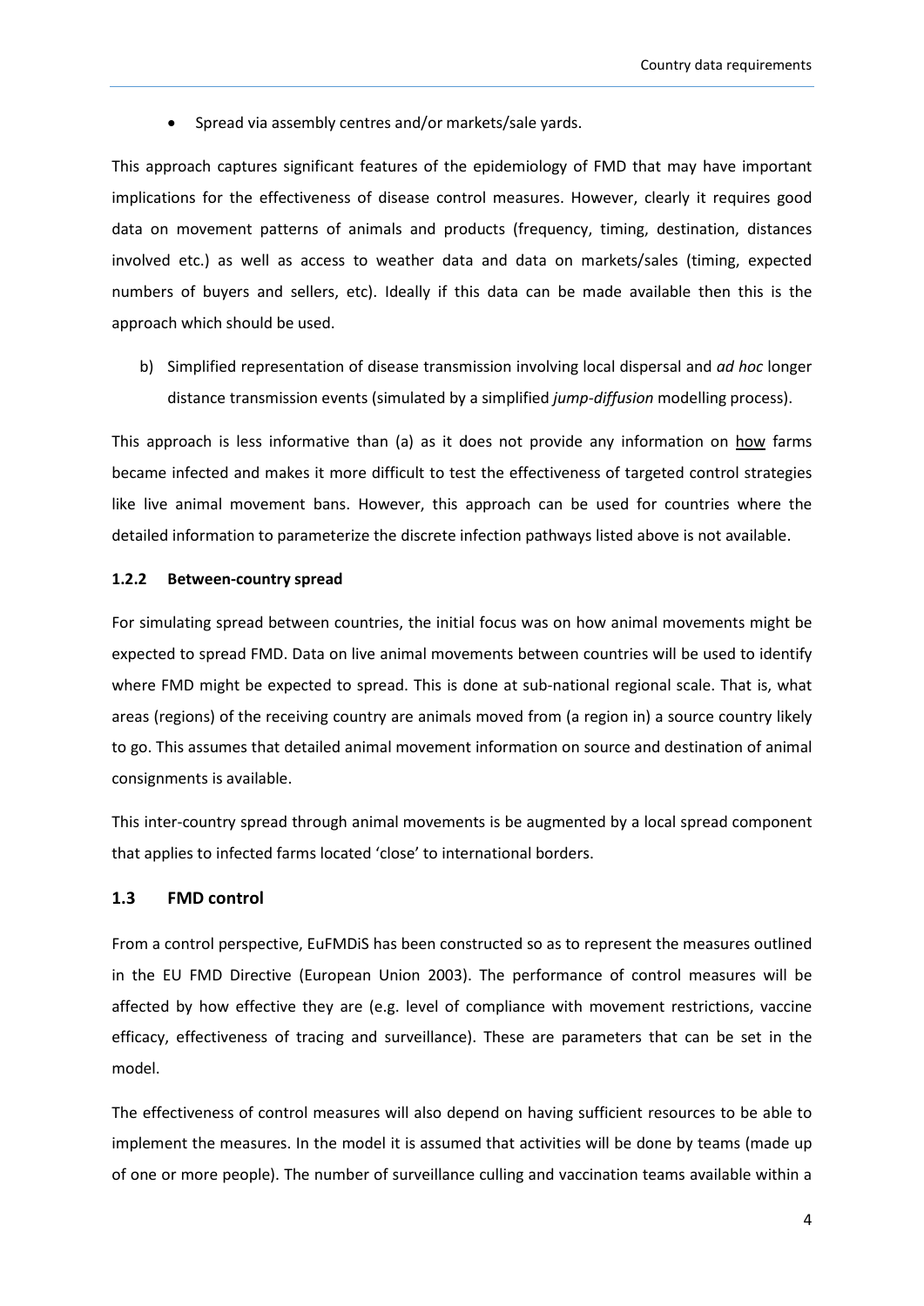- Spread via assembly centres and/or markets/sale yards.

This approach captures significant features of the epidemiology of FMD that may have important implications for the effectiveness of disease control measures. However, clearly it requires good data on movement patterns of animals and products (frequency, timing, destination, distances involved etc.) as well as access to weather data and data on markets/sales (timing, expected numbers of buyers and sellers, etc). Ideally if this data can be made available then this is the approach which should be used.

b) Simplified representation of disease transmission involving local dispersal and *ad hoc* longer distance transmission events (simulated by a simplified *jump-diffusion* modelling process).

This approach is less informative than (a) as it does not provide any information on how farms became infected and makes it more difficult to test the effectiveness of targeted control strategies like live animal movement bans. However, this approach can be used for countries where the detailed information to parameterize the discrete infection pathways listed above is not available.

#### 1.2.2 Between-country spread

For simulating spread between countries, the initial focus was on how animal movements might be expected to spread FMD. Data on live animal movements between countries will be used to identify where FMD might be expected to spread. This is done at sub-national regional scale. That is, what areas (regions) of the receiving country are animals moved from (a region in) a source country likely to go. This assumes that detailed animal movement information on source and destination of animal consignments is available.

This inter-country spread through animal movements is be augmented by a local spread component that applies to infected farms located 'close' to international borders.

### 1.3 FMD control

From a control perspective, EuFMDiS has been constructed so as to represent the measures outlined in the EU FMD Directive (European Union 2003). The performance of control measures will be affected by how effective they are (e.g. level of compliance with movement restrictions, vaccine efficacy, effectiveness of tracing and surveillance). These are parameters that can be set in the model.

The effectiveness of control measures will also depend on having sufficient resources to be able to implement the measures. In the model it is assumed that activities will be done by teams (made up of one or more people). The number of surveillance culling and vaccination teams available within a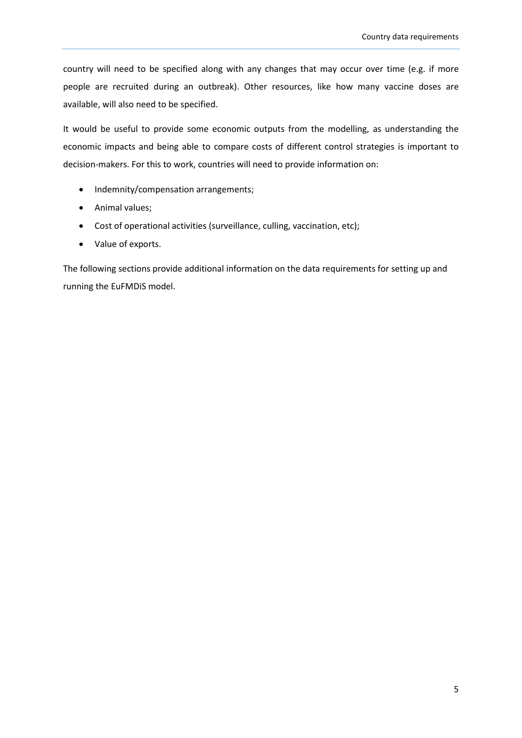country will need to be specified along with any changes that may occur over time (e.g. if more people are recruited during an outbreak). Other resources, like how many vaccine doses are available, will also need to be specified.

It would be useful to provide some economic outputs from the modelling, as understanding the economic impacts and being able to compare costs of different control strategies is important to decision-makers. For this to work, countries will need to provide information on:

- Indemnity/compensation arrangements;
- Animal values;
- Cost of operational activities (surveillance, culling, vaccination, etc);
- Value of exports.

The following sections provide additional information on the data requirements for setting up and running the EuFMDiS model.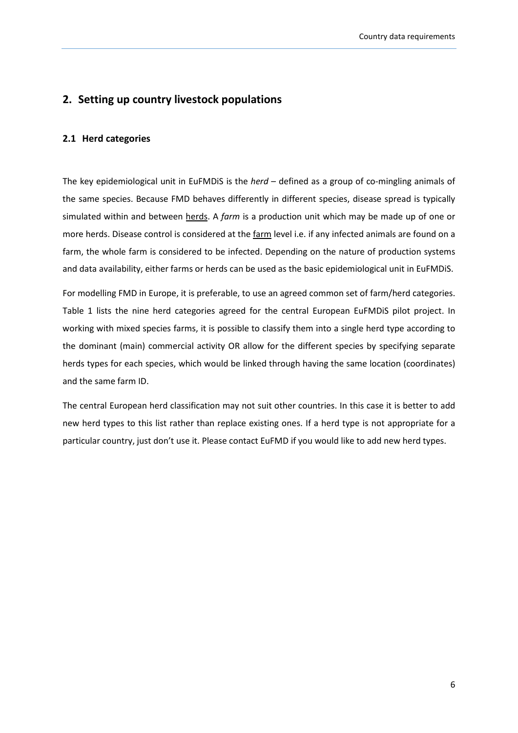## 2. Setting up country livestock populations

### 2.1 Herd categories

The key epidemiological unit in EuFMDiS is the *herd* – defined as a group of co-mingling animals of the same species. Because FMD behaves differently in different species, disease spread is typically simulated within and between herds. A *farm* is a production unit which may be made up of one or more herds. Disease control is considered at the farm level i.e. if any infected animals are found on a farm, the whole farm is considered to be infected. Depending on the nature of production systems and data availability, either farms or herds can be used as the basic epidemiological unit in EuFMDiS.

For modelling FMD in Europe, it is preferable, to use an agreed common set of farm/herd categories. Table 1 lists the nine herd categories agreed for the central European EuFMDiS pilot project. In working with mixed species farms, it is possible to classify them into a single herd type according to the dominant (main) commercial activity OR allow for the different species by specifying separate herds types for each species, which would be linked through having the same location (coordinates) and the same farm ID.

The central European herd classification may not suit other countries. In this case it is better to add new herd types to this list rather than replace existing ones. If a herd type is not appropriate for a particular country, just don't use it. Please contact EuFMD if you would like to add new herd types.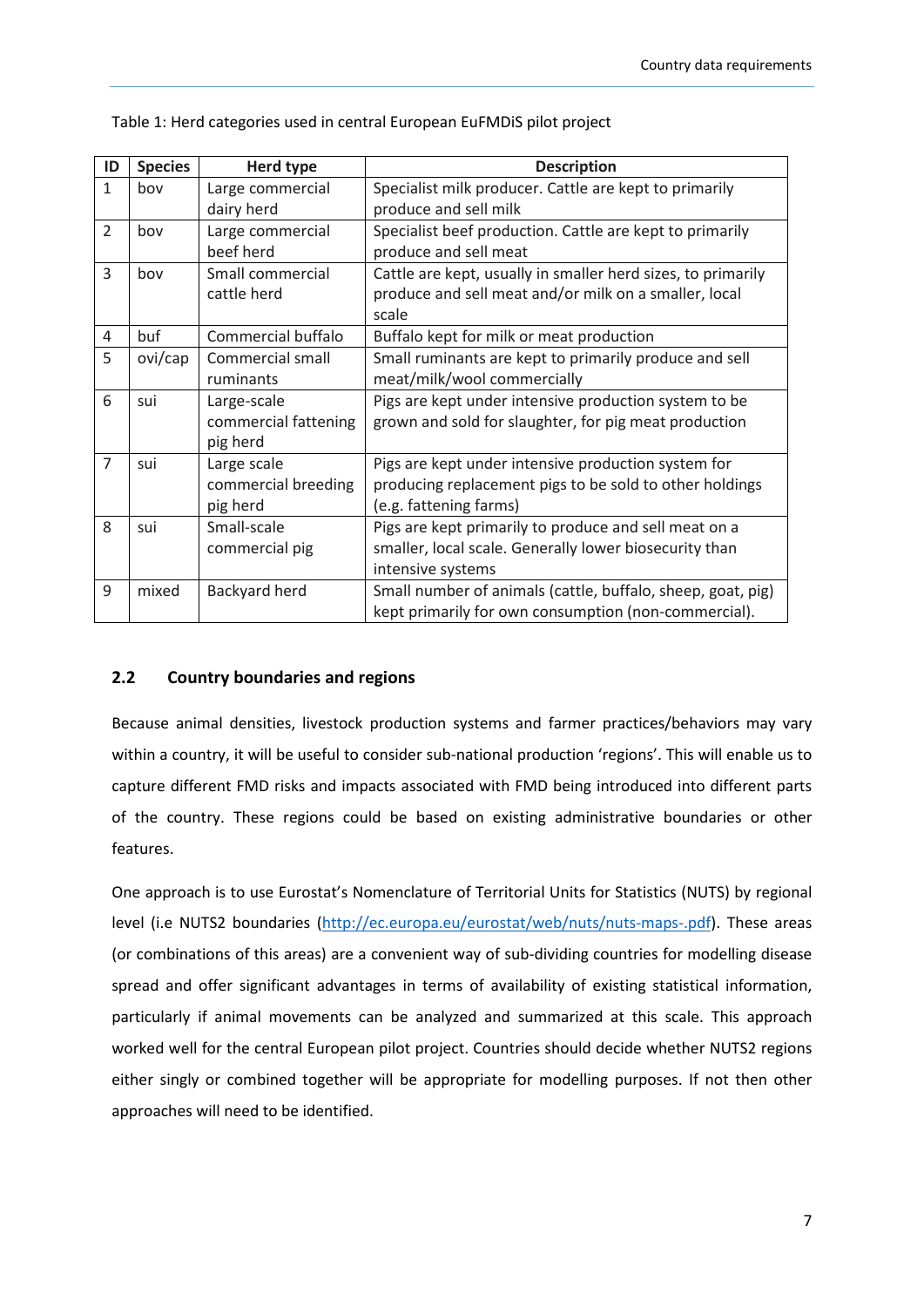Table 1: Herd categories used in central European EuFMDiS pilot project

| ID | Species | Herd type | Description |
|---|---|---|---|
| 1 | bov | Large commercial dairy herd | Specialist milk producer. Cattle are kept to primarily produce and sell milk |
| 2 | bov | Large commercial beef herd | Specialist beef production. Cattle are kept to primarily produce and sell meat |
| 3 | bov | Small commercial cattle herd | Cattle are kept, usually in smaller herd sizes, to primarily produce and sell meat and/or milk on a smaller, local scale |
| 4 | buf | Commercial buffalo | Buffalo kept for milk or meat production |
| 5 | ovi/cap | Commercial small ruminants | Small ruminants are kept to primarily produce and sell meat/milk/wool commercially |
| 6 | sui | Large-scale commercial fattening pig herd | Pigs are kept under intensive production system to be grown and sold for slaughter, for pig meat production |
| 7 | sui | Large scale commercial breeding pig herd | Pigs are kept under intensive production system for producing replacement pigs to be sold to other holdings (e.g. fattening farms) |
| 8 | sui | Small-scale commercial pig | Pigs are kept primarily to produce and sell meat on a smaller, local scale. Generally lower biosecurity than intensive systems |
| 9 | mixed | Backyard herd | Small number of animals (cattle, buffalo, sheep, goat, pig) kept primarily for own consumption (non-commercial). |

## 2.2 Country boundaries and regions

Because animal densities, livestock production systems and farmer practices/behaviors may vary within a country, it will be useful to consider sub-national production 'regions'. This will enable us to capture different FMD risks and impacts associated with FMD being introduced into different parts of the country. These regions could be based on existing administrative boundaries or other features.

One approach is to use Eurostat's Nomenclature of Territorial Units for Statistics (NUTS) by regional level (i.e NUTS2 boundaries (http://ec.europa.eu/eurostat/web/nuts/nuts-maps-.pdf). These areas (or combinations of this areas) are a convenient way of sub-dividing countries for modelling disease spread and offer significant advantages in terms of availability of existing statistical information, particularly if animal movements can be analyzed and summarized at this scale. This approach worked well for the central European pilot project. Countries should decide whether NUTS2 regions either singly or combined together will be appropriate for modelling purposes. If not then other approaches will need to be identified.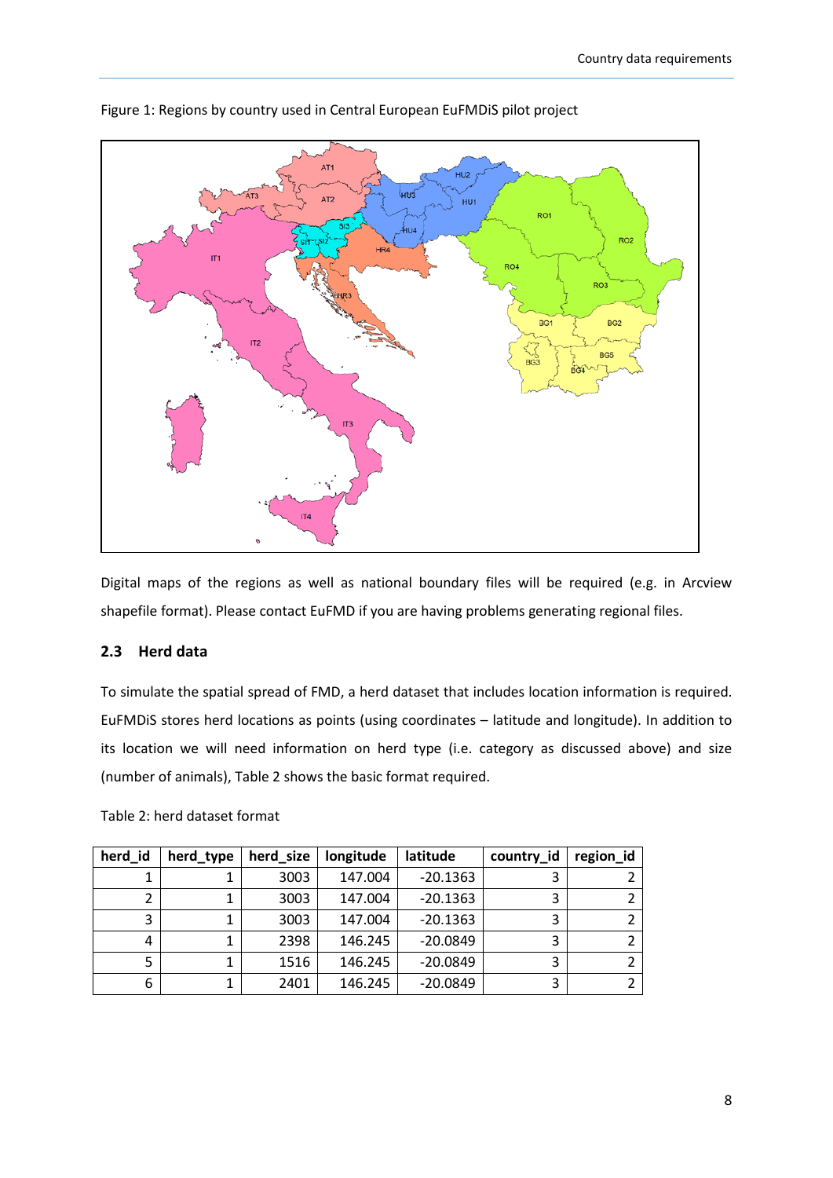Figure 1: Regions by country used in Central European EuFMDiS pilot project

Digital maps of the regions as well as national boundary files will be required (e.g. in Arcview shapefile format). Please contact EuFMD if you are having problems generating regional files.

### 2.3 Herd data

To simulate the spatial spread of FMD, a herd dataset that includes location information is required. EuFMDiS stores herd locations as points (using coordinates – latitude and longitude). In addition to its location we will need information on herd type (i.e. category as discussed above) and size (number of animals), Table 2 shows the basic format required.

Table 2: herd dataset format

| herd_id | herd_type | herd_size | longitude | latitude | country_id | region_id |
|---|---|---|---|---|---|---|
| 1 | 1 | 3003 | 147.004 | -20.1363 | 3 | 2 |
| 2 | 1 | 3003 | 147.004 | -20.1363 | 3 | 2 |
| 3 | 1 | 3003 | 147.004 | -20.1363 | 3 | 2 |
| 4 | 1 | 2398 | 146.245 | -20.0849 | 3 | 2 |
| 5 | 1 | 1516 | 146.245 | -20.0849 | 3 | 2 |
| 6 | 1 | 2401 | 146.245 | -20.0849 | 3 | 2 |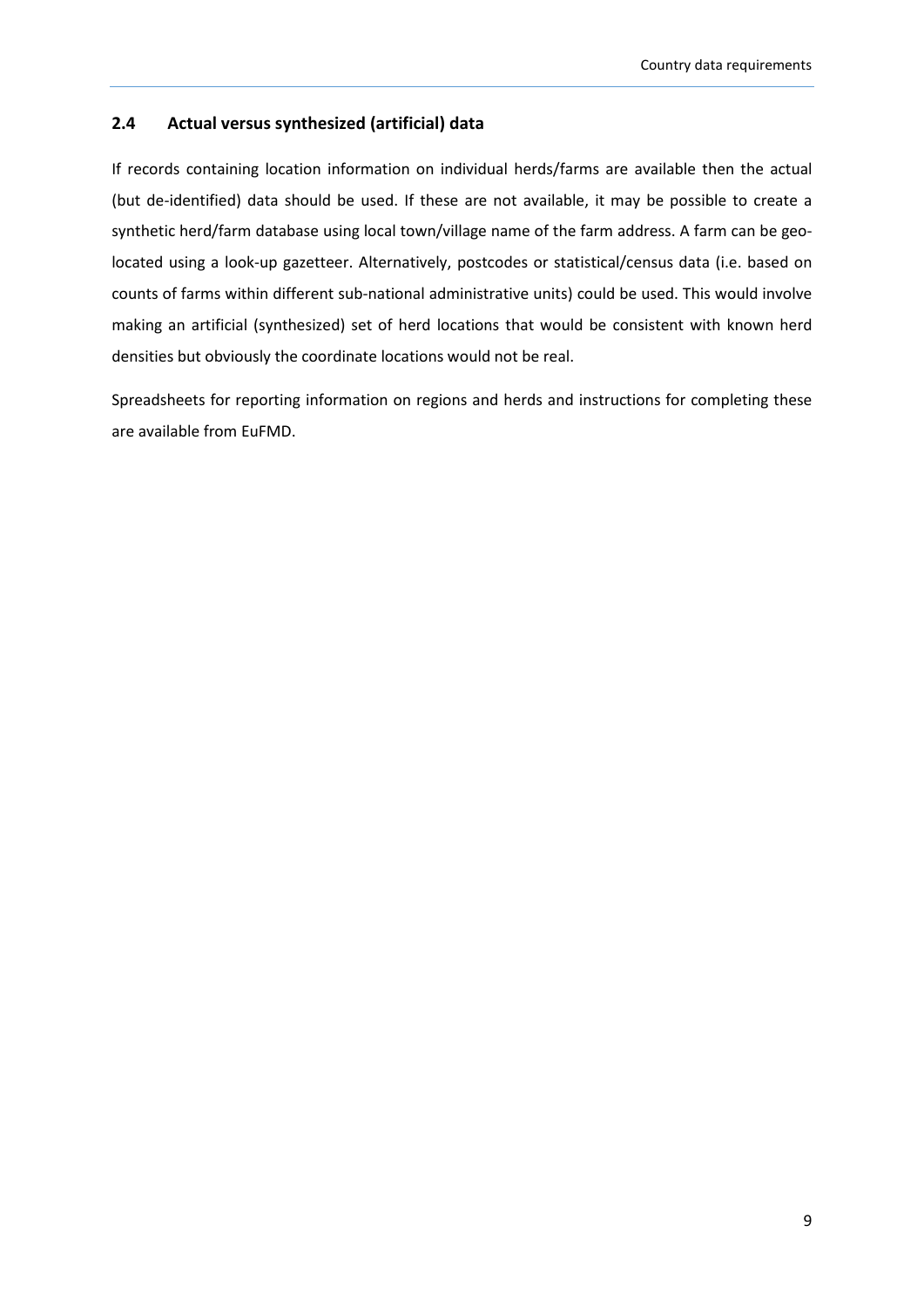## 2.4 Actual versus synthesized (artificial) data

If records containing location information on individual herds/farms are available then the actual (but de-identified) data should be used. If these are not available, it may be possible to create a synthetic herd/farm database using local town/village name of the farm address. A farm can be geo-located using a look-up gazetteer. Alternatively, postcodes or statistical/census data (i.e. based on counts of farms within different sub-national administrative units) could be used. This would involve making an artificial (synthesized) set of herd locations that would be consistent with known herd densities but obviously the coordinate locations would not be real.

Spreadsheets for reporting information on regions and herds and instructions for completing these are available from EuFMD.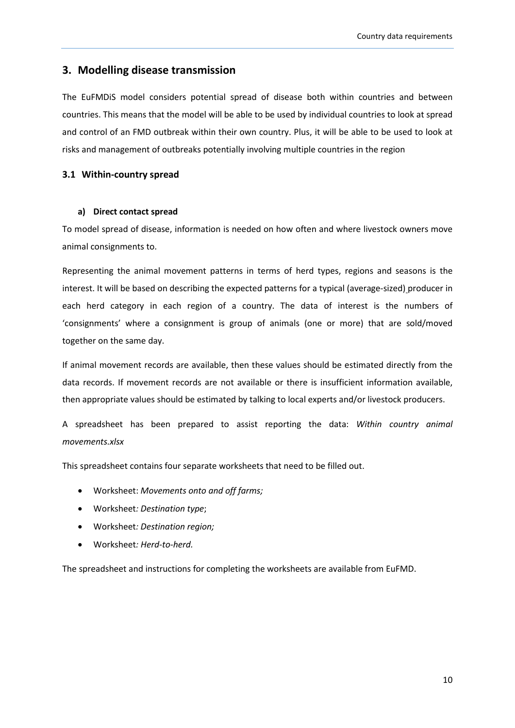# 3. Modelling disease transmission

The EuFMDiS model considers potential spread of disease both within countries and between countries. This means that the model will be able to be used by individual countries to look at spread and control of an FMD outbreak within their own country. Plus, it will be able to be used to look at risks and management of outbreaks potentially involving multiple countries in the region

## 3.1 Within-country spread

### a) Direct contact spread

To model spread of disease, information is needed on how often and where livestock owners move animal consignments to.

Representing the animal movement patterns in terms of herd types, regions and seasons is the interest. It will be based on describing the expected patterns for a typical (average-sized) producer in each herd category in each region of a country. The data of interest is the numbers of 'consignments' where a consignment is group of animals (one or more) that are sold/moved together on the same day.

If animal movement records are available, then these values should be estimated directly from the data records. If movement records are not available or there is insufficient information available, then appropriate values should be estimated by talking to local experts and/or livestock producers.

A spreadsheet has been prepared to assist reporting the data: *Within country animal movements.xlsx*

This spreadsheet contains four separate worksheets that need to be filled out.

- Worksheet: *Movements onto and off farms;*
- Worksheet*: Destination type*;
- Worksheet*: Destination region;*
- Worksheet*: Herd-to-herd.*

The spreadsheet and instructions for completing the worksheets are available from EuFMD.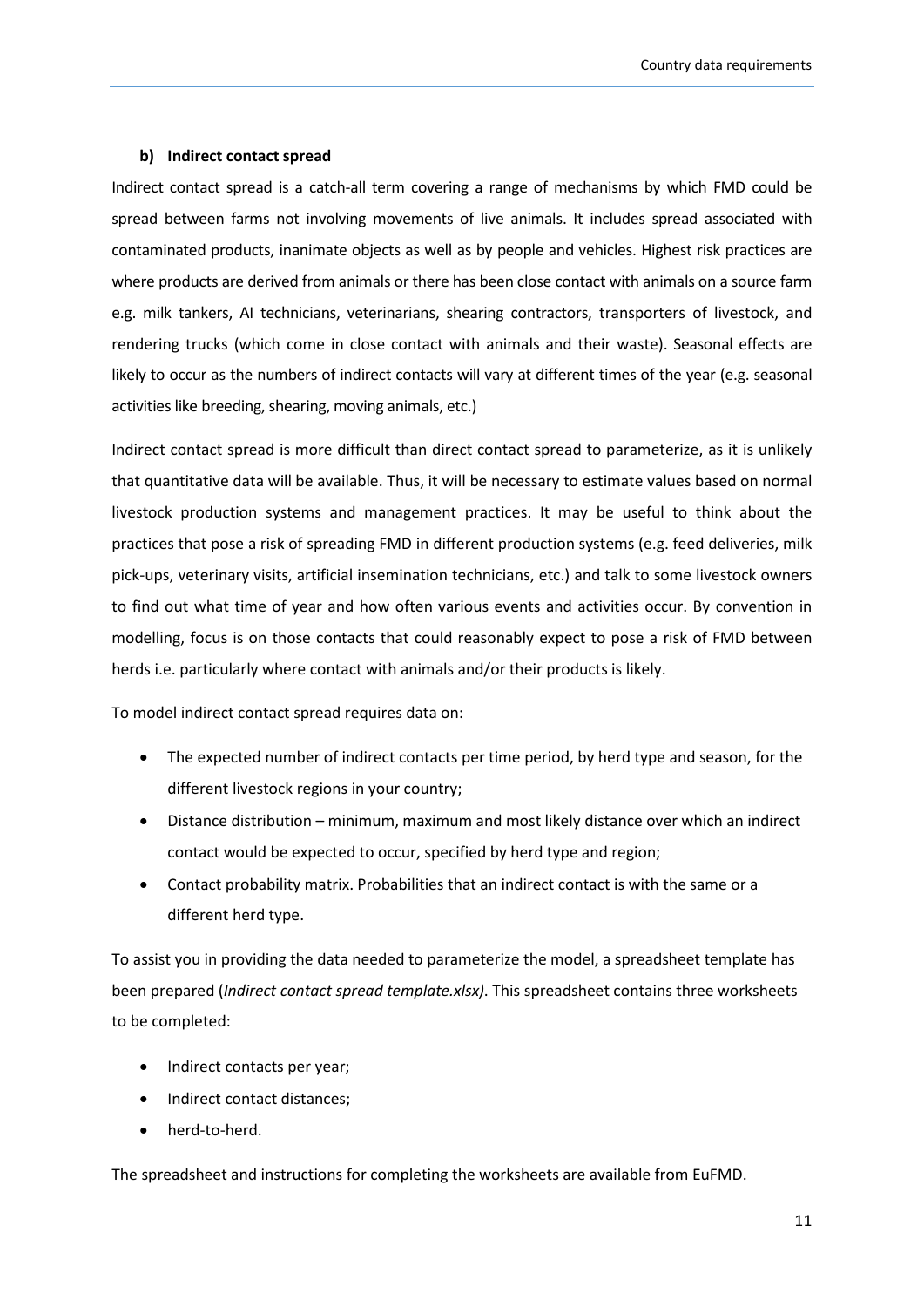#### b) Indirect contact spread

Indirect contact spread is a catch-all term covering a range of mechanisms by which FMD could be spread between farms not involving movements of live animals. It includes spread associated with contaminated products, inanimate objects as well as by people and vehicles. Highest risk practices are where products are derived from animals or there has been close contact with animals on a source farm e.g. milk tankers, AI technicians, veterinarians, shearing contractors, transporters of livestock, and rendering trucks (which come in close contact with animals and their waste). Seasonal effects are likely to occur as the numbers of indirect contacts will vary at different times of the year (e.g. seasonal activities like breeding, shearing, moving animals, etc.)

Indirect contact spread is more difficult than direct contact spread to parameterize, as it is unlikely that quantitative data will be available. Thus, it will be necessary to estimate values based on normal livestock production systems and management practices. It may be useful to think about the practices that pose a risk of spreading FMD in different production systems (e.g. feed deliveries, milk pick-ups, veterinary visits, artificial insemination technicians, etc.) and talk to some livestock owners to find out what time of year and how often various events and activities occur. By convention in modelling, focus is on those contacts that could reasonably expect to pose a risk of FMD between herds i.e. particularly where contact with animals and/or their products is likely.

To model indirect contact spread requires data on:

- The expected number of indirect contacts per time period, by herd type and season, for the different livestock regions in your country;
- Distance distribution – minimum, maximum and most likely distance over which an indirect contact would be expected to occur, specified by herd type and region;
- Contact probability matrix. Probabilities that an indirect contact is with the same or a different herd type.

To assist you in providing the data needed to parameterize the model, a spreadsheet template has been prepared (*Indirect contact spread template.xlsx)*. This spreadsheet contains three worksheets to be completed:

- Indirect contacts per year;
- Indirect contact distances;
- herd-to-herd.

The spreadsheet and instructions for completing the worksheets are available from EuFMD.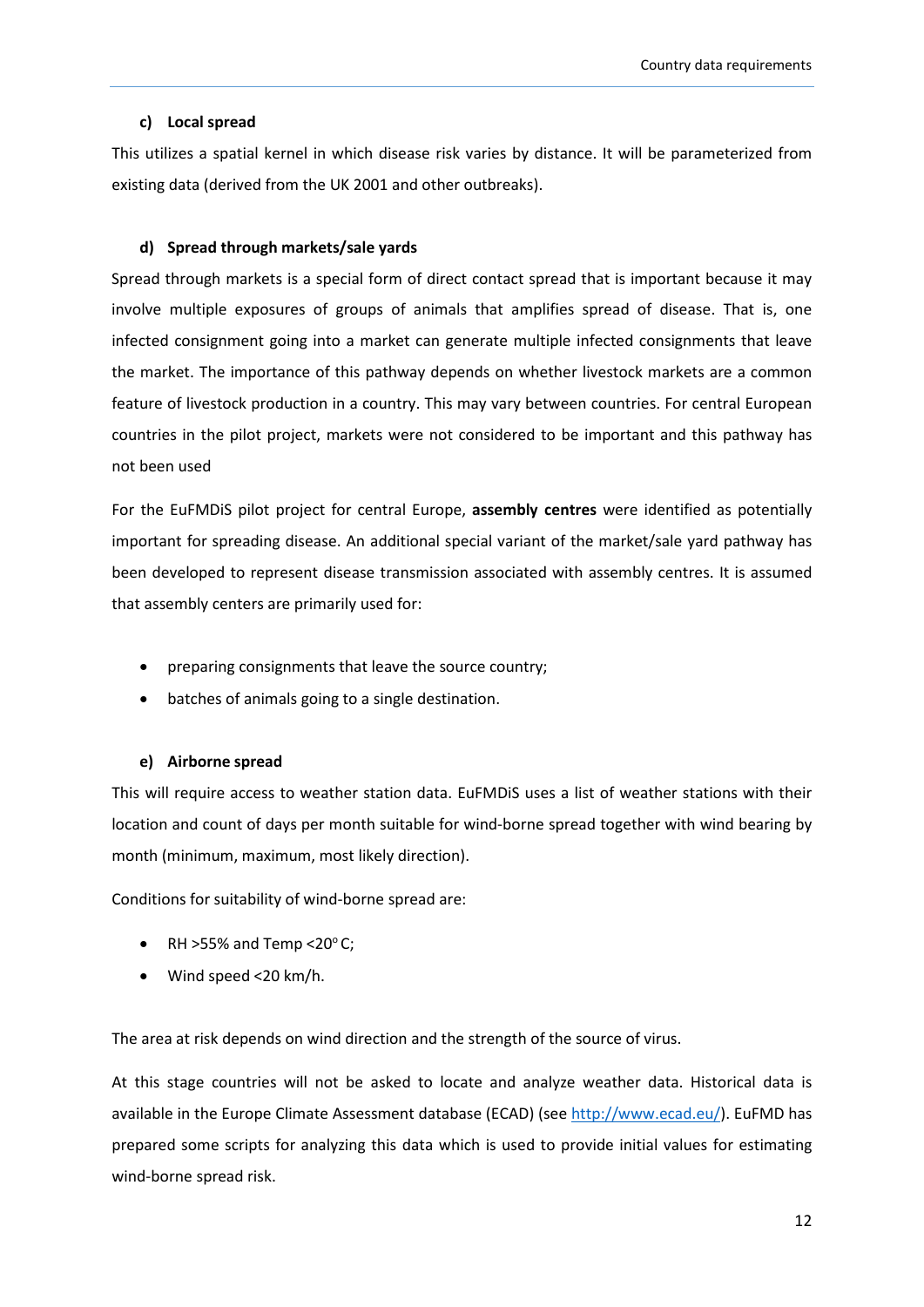#### c) Local spread

This utilizes a spatial kernel in which disease risk varies by distance. It will be parameterized from existing data (derived from the UK 2001 and other outbreaks).

#### d) Spread through markets/sale yards

Spread through markets is a special form of direct contact spread that is important because it may involve multiple exposures of groups of animals that amplifies spread of disease. That is, one infected consignment going into a market can generate multiple infected consignments that leave the market. The importance of this pathway depends on whether livestock markets are a common feature of livestock production in a country. This may vary between countries. For central European countries in the pilot project, markets were not considered to be important and this pathway has not been used

For the EuFMDiS pilot project for central Europe, **assembly centres** were identified as potentially important for spreading disease. An additional special variant of the market/sale yard pathway has been developed to represent disease transmission associated with assembly centres. It is assumed that assembly centers are primarily used for:

- preparing consignments that leave the source country;
- batches of animals going to a single destination.

#### e) Airborne spread

This will require access to weather station data. EuFMDiS uses a list of weather stations with their location and count of days per month suitable for wind-borne spread together with wind bearing by month (minimum, maximum, most likely direction).

Conditions for suitability of wind-borne spread are:

- RH >55% and Temp <20$^{o}$C;
- Wind speed <20 km/h.

The area at risk depends on wind direction and the strength of the source of virus.

At this stage countries will not be asked to locate and analyze weather data. Historical data is available in the Europe Climate Assessment database (ECAD) (see http://www.ecad.eu/). EuFMD has prepared some scripts for analyzing this data which is used to provide initial values for estimating wind-borne spread risk.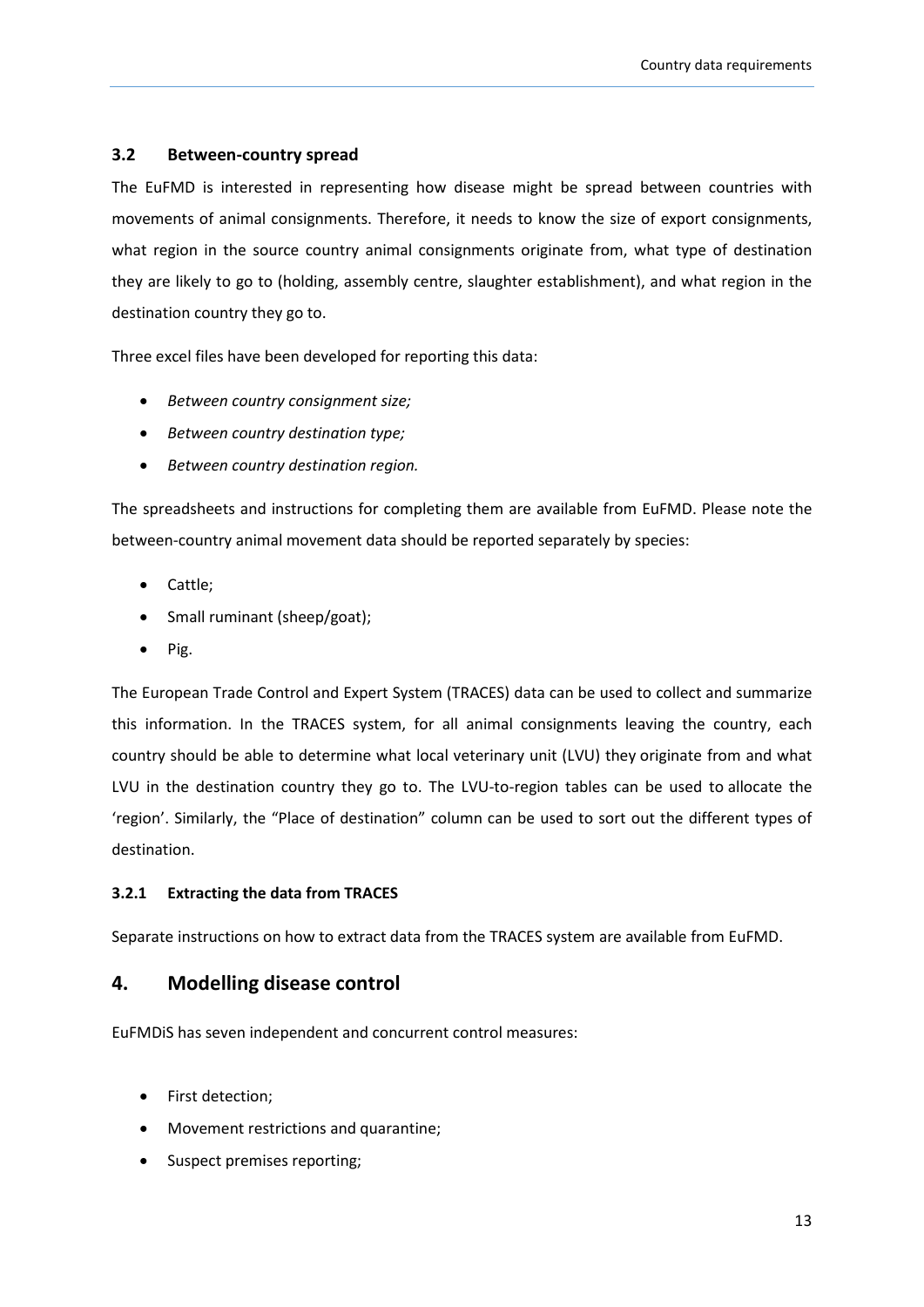### 3.2 Between-country spread

The EuFMD is interested in representing how disease might be spread between countries with movements of animal consignments. Therefore, it needs to know the size of export consignments, what region in the source country animal consignments originate from, what type of destination they are likely to go to (holding, assembly centre, slaughter establishment), and what region in the destination country they go to.

Three excel files have been developed for reporting this data:

- *Between country consignment size;*
- *Between country destination type;*
- *Between country destination region.*

The spreadsheets and instructions for completing them are available from EuFMD. Please note the between-country animal movement data should be reported separately by species:

- Cattle;
- Small ruminant (sheep/goat);
- Pig.

The European Trade Control and Expert System (TRACES) data can be used to collect and summarize this information. In the TRACES system, for all animal consignments leaving the country, each country should be able to determine what local veterinary unit (LVU) they originate from and what LVU in the destination country they go to. The LVU-to-region tables can be used to allocate the 'region'. Similarly, the "Place of destination" column can be used to sort out the different types of destination.

#### 3.2.1 Extracting the data from TRACES

Separate instructions on how to extract data from the TRACES system are available from EuFMD.

## 4. Modelling disease control

EuFMDiS has seven independent and concurrent control measures:

- First detection;
- Movement restrictions and quarantine;
- Suspect premises reporting;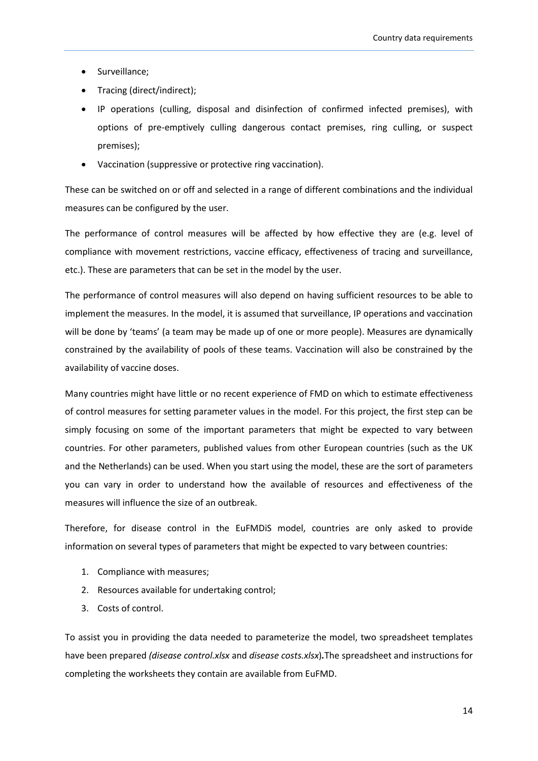- Surveillance;
- Tracing (direct/indirect);
- IP operations (culling, disposal and disinfection of confirmed infected premises), with options of pre-emptively culling dangerous contact premises, ring culling, or suspect premises);
- Vaccination (suppressive or protective ring vaccination).

These can be switched on or off and selected in a range of different combinations and the individual measures can be configured by the user.

The performance of control measures will be affected by how effective they are (e.g. level of compliance with movement restrictions, vaccine efficacy, effectiveness of tracing and surveillance, etc.). These are parameters that can be set in the model by the user.

The performance of control measures will also depend on having sufficient resources to be able to implement the measures. In the model, it is assumed that surveillance, IP operations and vaccination will be done by 'teams' (a team may be made up of one or more people). Measures are dynamically constrained by the availability of pools of these teams. Vaccination will also be constrained by the availability of vaccine doses.

Many countries might have little or no recent experience of FMD on which to estimate effectiveness of control measures for setting parameter values in the model. For this project, the first step can be simply focusing on some of the important parameters that might be expected to vary between countries. For other parameters, published values from other European countries (such as the UK and the Netherlands) can be used. When you start using the model, these are the sort of parameters you can vary in order to understand how the available of resources and effectiveness of the measures will influence the size of an outbreak.

Therefore, for disease control in the EuFMDiS model, countries are only asked to provide information on several types of parameters that might be expected to vary between countries:

1. Compliance with measures;
2. Resources available for undertaking control;
3. Costs of control.

To assist you in providing the data needed to parameterize the model, two spreadsheet templates have been prepared *(disease control.xlsx* and *disease costs.xlsx*)**.** The spreadsheet and instructions for completing the worksheets they contain are available from EuFMD.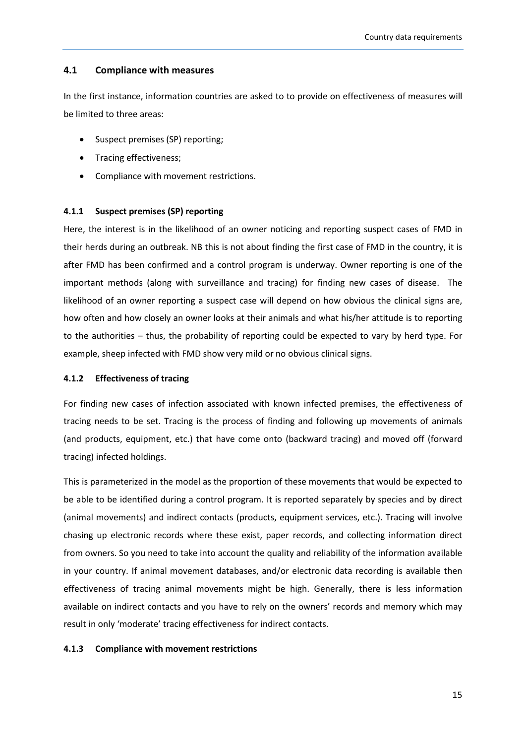## 4.1 Compliance with measures

In the first instance, information countries are asked to to provide on effectiveness of measures will be limited to three areas:

- Suspect premises (SP) reporting;
- Tracing effectiveness;
- Compliance with movement restrictions.

### 4.1.1 Suspect premises (SP) reporting

Here, the interest is in the likelihood of an owner noticing and reporting suspect cases of FMD in their herds during an outbreak. NB this is not about finding the first case of FMD in the country, it is after FMD has been confirmed and a control program is underway. Owner reporting is one of the important methods (along with surveillance and tracing) for finding new cases of disease. The likelihood of an owner reporting a suspect case will depend on how obvious the clinical signs are, how often and how closely an owner looks at their animals and what his/her attitude is to reporting to the authorities – thus, the probability of reporting could be expected to vary by herd type. For example, sheep infected with FMD show very mild or no obvious clinical signs.

### 4.1.2 Effectiveness of tracing

For finding new cases of infection associated with known infected premises, the effectiveness of tracing needs to be set. Tracing is the process of finding and following up movements of animals (and products, equipment, etc.) that have come onto (backward tracing) and moved off (forward tracing) infected holdings.

This is parameterized in the model as the proportion of these movements that would be expected to be able to be identified during a control program. It is reported separately by species and by direct (animal movements) and indirect contacts (products, equipment services, etc.). Tracing will involve chasing up electronic records where these exist, paper records, and collecting information direct from owners. So you need to take into account the quality and reliability of the information available in your country. If animal movement databases, and/or electronic data recording is available then effectiveness of tracing animal movements might be high. Generally, there is less information available on indirect contacts and you have to rely on the owners' records and memory which may result in only 'moderate' tracing effectiveness for indirect contacts.

### 4.1.3 Compliance with movement restrictions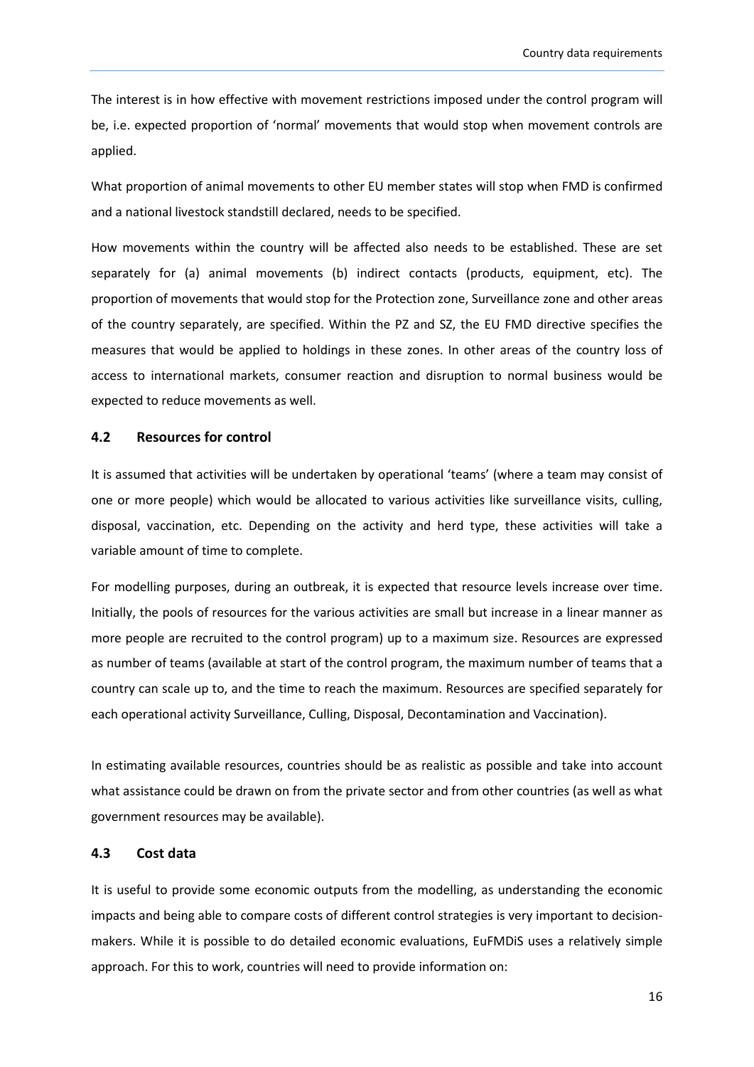The interest is in how effective with movement restrictions imposed under the control program will be, i.e. expected proportion of 'normal' movements that would stop when movement controls are applied.

What proportion of animal movements to other EU member states will stop when FMD is confirmed and a national livestock standstill declared, needs to be specified.

How movements within the country will be affected also needs to be established. These are set separately for (a) animal movements (b) indirect contacts (products, equipment, etc). The proportion of movements that would stop for the Protection zone, Surveillance zone and other areas of the country separately, are specified. Within the PZ and SZ, the EU FMD directive specifies the measures that would be applied to holdings in these zones. In other areas of the country loss of access to international markets, consumer reaction and disruption to normal business would be expected to reduce movements as well.

## 4.2 Resources for control

It is assumed that activities will be undertaken by operational 'teams' (where a team may consist of one or more people) which would be allocated to various activities like surveillance visits, culling, disposal, vaccination, etc. Depending on the activity and herd type, these activities will take a variable amount of time to complete.

For modelling purposes, during an outbreak, it is expected that resource levels increase over time. Initially, the pools of resources for the various activities are small but increase in a linear manner as more people are recruited to the control program) up to a maximum size. Resources are expressed as number of teams (available at start of the control program, the maximum number of teams that a country can scale up to, and the time to reach the maximum. Resources are specified separately for each operational activity Surveillance, Culling, Disposal, Decontamination and Vaccination).

In estimating available resources, countries should be as realistic as possible and take into account what assistance could be drawn on from the private sector and from other countries (as well as what government resources may be available).

## 4.3 Cost data

It is useful to provide some economic outputs from the modelling, as understanding the economic impacts and being able to compare costs of different control strategies is very important to decision-makers. While it is possible to do detailed economic evaluations, EuFMDiS uses a relatively simple approach. For this to work, countries will need to provide information on: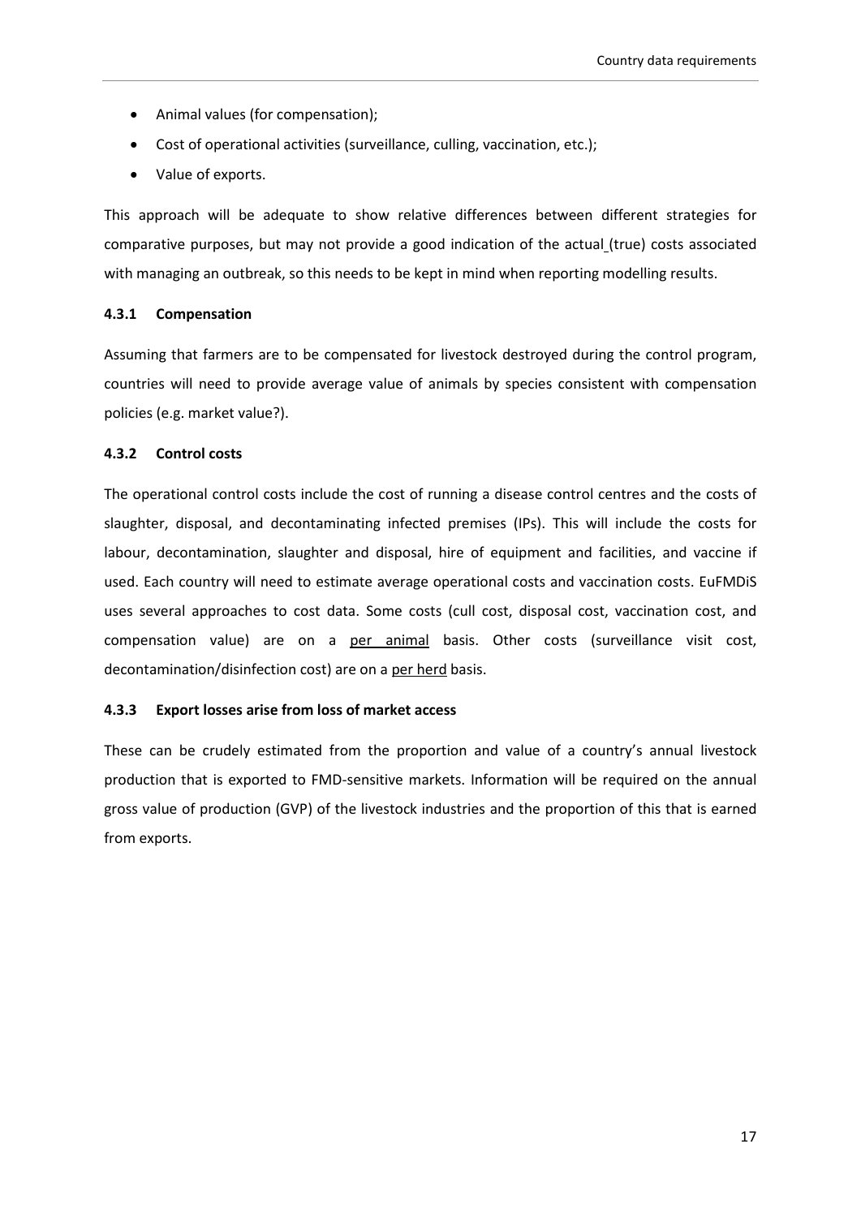- Animal values (for compensation);
- Cost of operational activities (surveillance, culling, vaccination, etc.);
- Value of exports.

This approach will be adequate to show relative differences between different strategies for comparative purposes, but may not provide a good indication of the actual (true) costs associated with managing an outbreak, so this needs to be kept in mind when reporting modelling results.

### 4.3.1 Compensation

Assuming that farmers are to be compensated for livestock destroyed during the control program, countries will need to provide average value of animals by species consistent with compensation policies (e.g. market value?).

### 4.3.2 Control costs

The operational control costs include the cost of running a disease control centres and the costs of slaughter, disposal, and decontaminating infected premises (IPs). This will include the costs for labour, decontamination, slaughter and disposal, hire of equipment and facilities, and vaccine if used. Each country will need to estimate average operational costs and vaccination costs. EuFMDiS uses several approaches to cost data. Some costs (cull cost, disposal cost, vaccination cost, and compensation value) are on a per animal basis. Other costs (surveillance visit cost, decontamination/disinfection cost) are on a per herd basis.

### 4.3.3 Export losses arise from loss of market access

These can be crudely estimated from the proportion and value of a country's annual livestock production that is exported to FMD-sensitive markets. Information will be required on the annual gross value of production (GVP) of the livestock industries and the proportion of this that is earned from exports.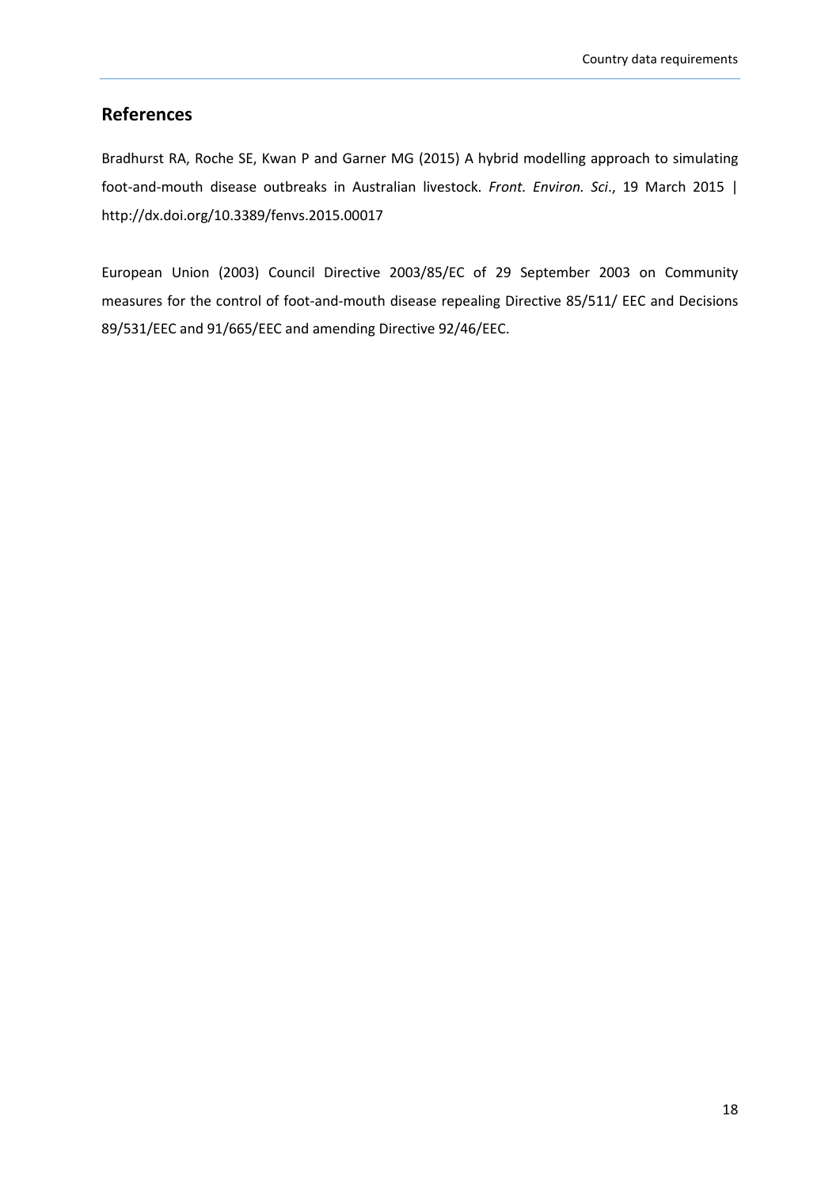## References

Bradhurst RA, Roche SE, Kwan P and Garner MG (2015) A hybrid modelling approach to simulating foot-and-mouth disease outbreaks in Australian livestock. *Front. Environ. Sci*., 19 March 2015 | http://dx.doi.org/10.3389/fenvs.2015.00017

European Union (2003) Council Directive 2003/85/EC of 29 September 2003 on Community measures for the control of foot-and-mouth disease repealing Directive 85/511/ EEC and Decisions 89/531/EEC and 91/665/EEC and amending Directive 92/46/EEC.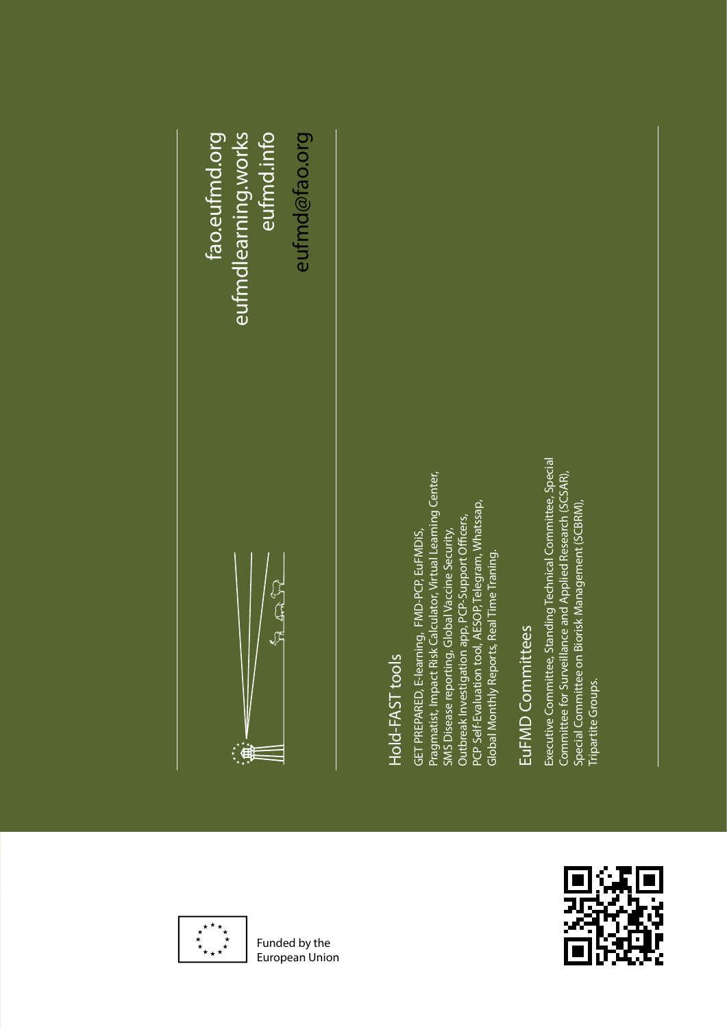fao.eufmd.org
eufmdlearning.works
eufmd.info

eufmd@fao.org

## Hold-FAST tools

GET PREPARED, E-learning, FMD-PCP, EuFMDiS, Pragmatist, Impact Risk Calculator, Virtual Learning Center, SMS Disease reporting, Global Vaccine Security, Outbreak Investigation app, PCP-Support Officers, PCP Self-Evaluation tool, AESOP, Telegram, Whatssap, Global Monthly Reports, Real Time Traning.

## EuFMD Committees

Executive Committee, Standing Technical Committee, Special Committee for Surveillance and Applied Research (SCSAR), Special Committee on Biorisk Management (SCBRM), Tripartite Groups.

Funded by the European Union